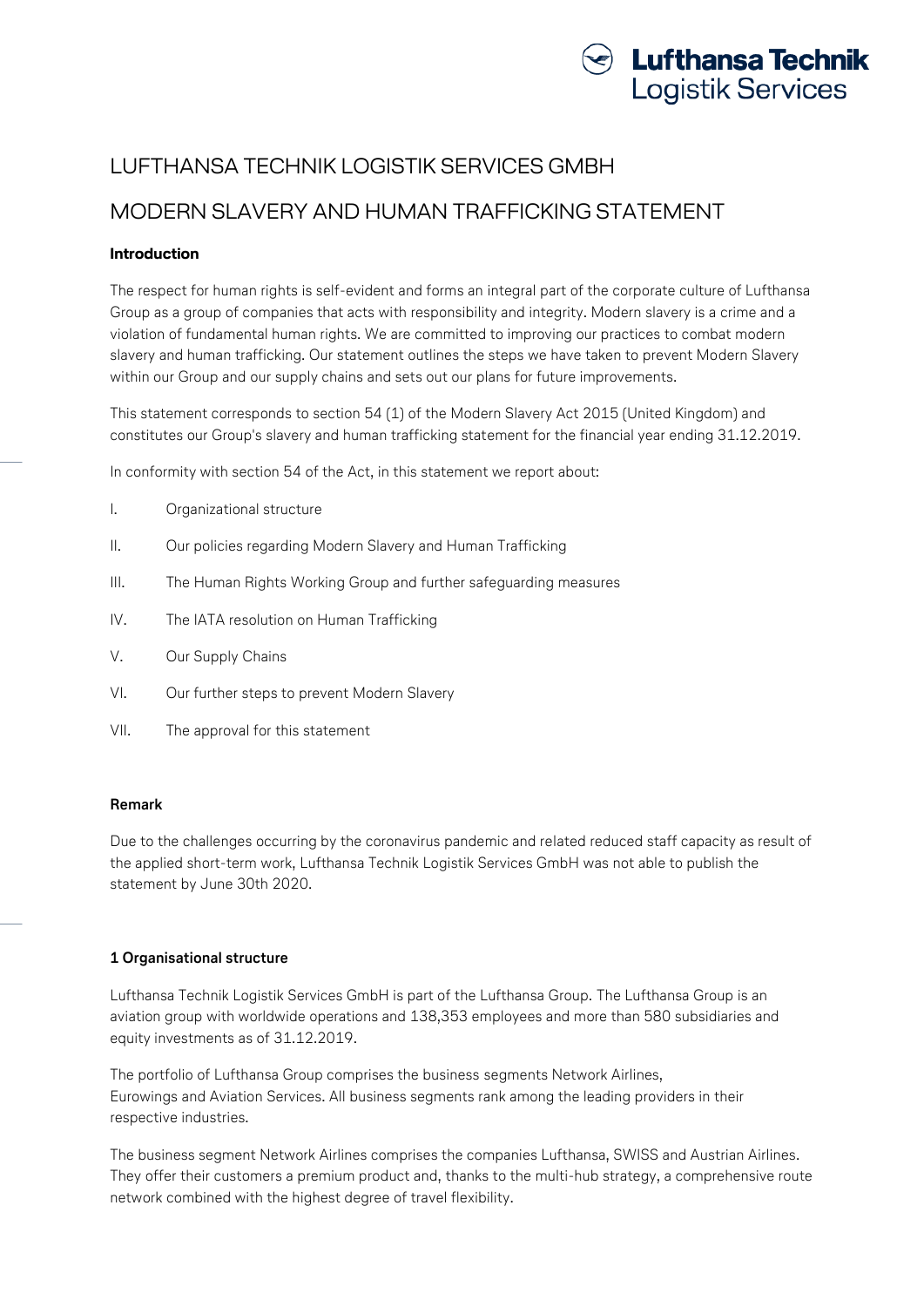# LUFTHANSA TECHNIK LOGISTIK SERVICES GMBH

# MODERN SLAVERY AND HUMAN TRAFFICKING STATEMENT

**Introduction**

The respect for human rights is self-evident and forms an integral part of the corporate culture of Lufthansa Group as a group of companies that acts with responsibility and integrity. Modern slavery is a crime and a violation of fundamental human rights. We are committed to improving our practices to combat modern slavery and human trafficking. Our statement outlines the steps we have taken to prevent Modern Slavery within our Group and our supply chains and sets out our plans for future improvements.

This statement corresponds to section 54 (1) of the Modern Slavery Act 2015 (United Kingdom) and constitutes our Group's slavery and human trafficking statement for the financial year ending 31.12.2019.

In conformity with section 54 of the Act, in this statement we report about:

I. Organizational structure

II. Our policies regarding Modern Slavery and Human Trafficking

III. The Human Rights Working Group and further safeguarding measures

IV. The IATA resolution on Human Trafficking

V. Our Supply Chains

VI. Our further steps to prevent Modern Slavery

VII. The approval for this statement

**Remark**

Due to the challenges occurring by the coronavirus pandemic and related reduced staff capacity as result of the applied short-term work, Lufthansa Technik Logistik Services GmbH was not able to publish the statement by June 30th 2020.

**1 Organisational structure**

Lufthansa Technik Logistik Services GmbH is part of the Lufthansa Group. The Lufthansa Group is an aviation group with worldwide operations and 138,353 employees and more than 580 subsidiaries and equity investments as of 31.12.2019.

The portfolio of Lufthansa Group comprises the business segments Network Airlines, Eurowings and Aviation Services. All business segments rank among the leading providers in their respective industries.

The business segment Network Airlines comprises the companies Lufthansa, SWISS and Austrian Airlines. They offer their customers a premium product and, thanks to the multi-hub strategy, a comprehensive route network combined with the highest degree of travel flexibility.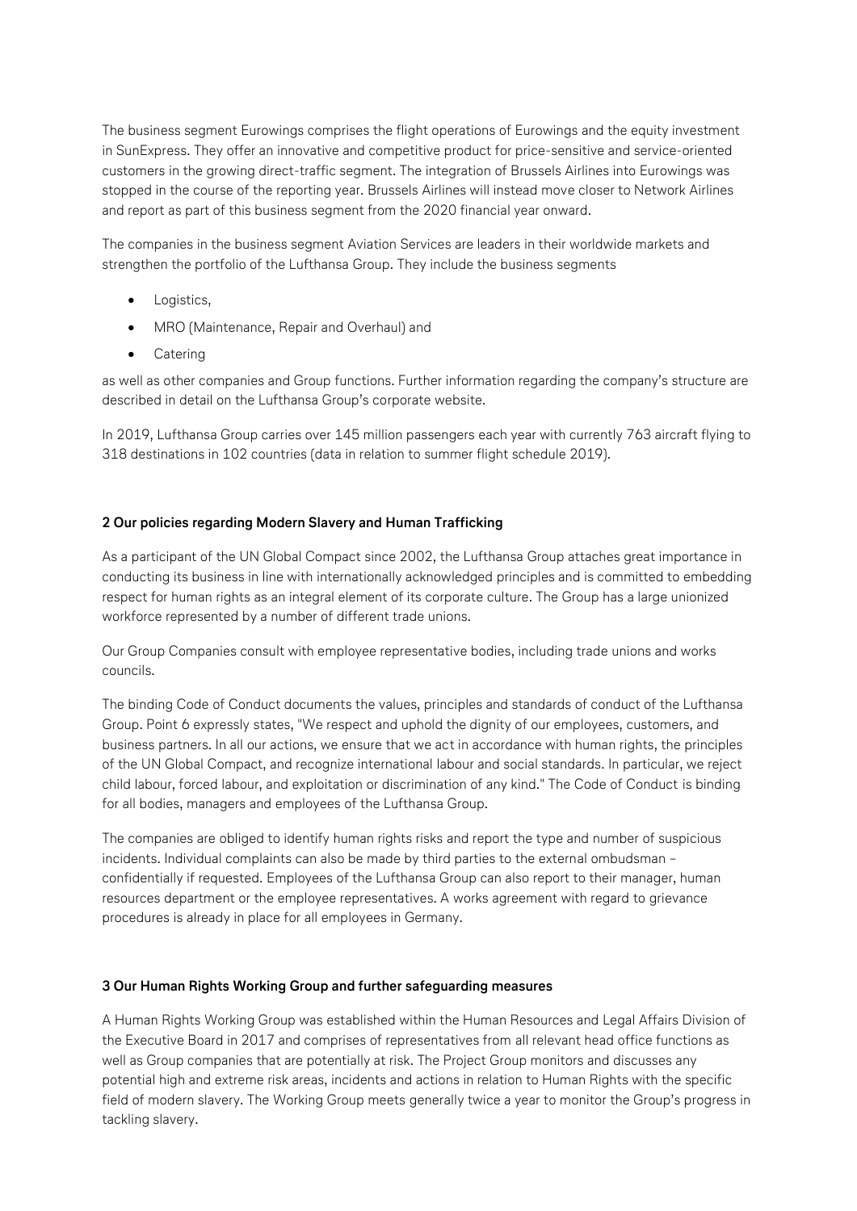The business segment Eurowings comprises the flight operations of Eurowings and the equity investment in SunExpress. They offer an innovative and competitive product for price-sensitive and service-oriented customers in the growing direct-traffic segment. The integration of Brussels Airlines into Eurowings was stopped in the course of the reporting year. Brussels Airlines will instead move closer to Network Airlines and report as part of this business segment from the 2020 financial year onward.

The companies in the business segment Aviation Services are leaders in their worldwide markets and strengthen the portfolio of the Lufthansa Group. They include the business segments

- Logistics,
- MRO (Maintenance, Repair and Overhaul) and
- Catering

as well as other companies and Group functions. Further information regarding the company's structure are described in detail on the Lufthansa Group's corporate website.

In 2019, Lufthansa Group carries over 145 million passengers each year with currently 763 aircraft flying to 318 destinations in 102 countries (data in relation to summer flight schedule 2019).

## 2 Our policies regarding Modern Slavery and Human Trafficking

As a participant of the UN Global Compact since 2002, the Lufthansa Group attaches great importance in conducting its business in line with internationally acknowledged principles and is committed to embedding respect for human rights as an integral element of its corporate culture. The Group has a large unionized workforce represented by a number of different trade unions.

Our Group Companies consult with employee representative bodies, including trade unions and works councils.

The binding Code of Conduct documents the values, principles and standards of conduct of the Lufthansa Group. Point 6 expressly states, "We respect and uphold the dignity of our employees, customers, and business partners. In all our actions, we ensure that we act in accordance with human rights, the principles of the UN Global Compact, and recognize international labour and social standards. In particular, we reject child labour, forced labour, and exploitation or discrimination of any kind." The Code of Conduct is binding for all bodies, managers and employees of the Lufthansa Group.

The companies are obliged to identify human rights risks and report the type and number of suspicious incidents. Individual complaints can also be made by third parties to the external ombudsman – confidentially if requested. Employees of the Lufthansa Group can also report to their manager, human resources department or the employee representatives. A works agreement with regard to grievance procedures is already in place for all employees in Germany.

## 3 Our Human Rights Working Group and further safeguarding measures

A Human Rights Working Group was established within the Human Resources and Legal Affairs Division of the Executive Board in 2017 and comprises of representatives from all relevant head office functions as well as Group companies that are potentially at risk. The Project Group monitors and discusses any potential high and extreme risk areas, incidents and actions in relation to Human Rights with the specific field of modern slavery. The Working Group meets generally twice a year to monitor the Group's progress in tackling slavery.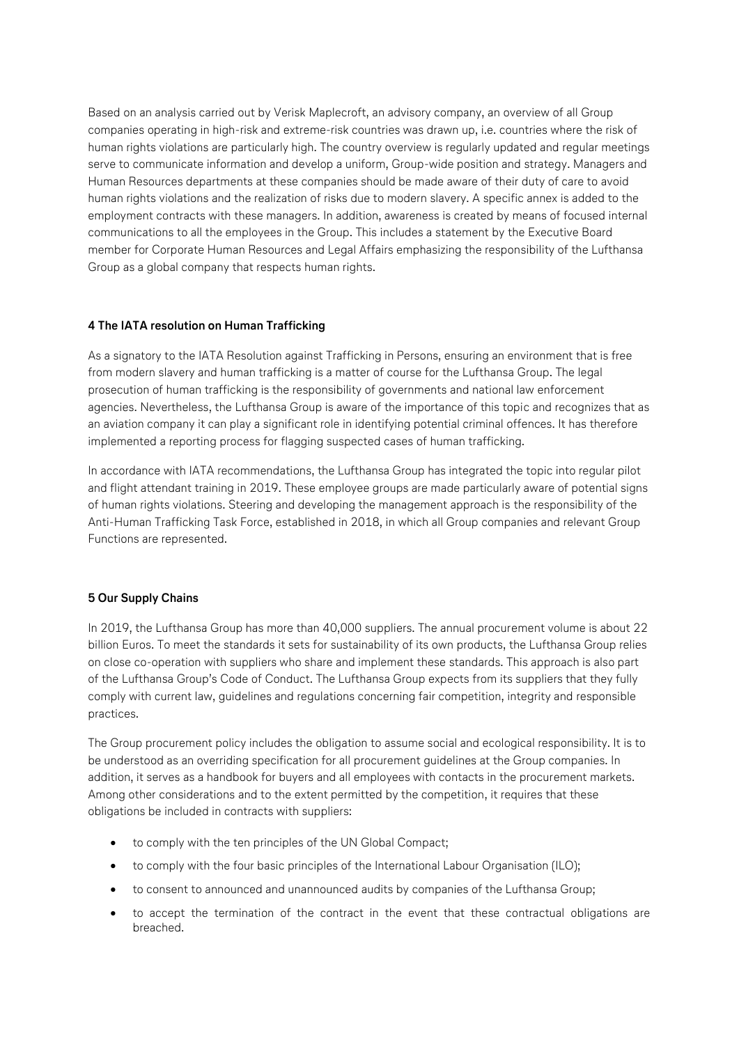Based on an analysis carried out by Verisk Maplecroft, an advisory company, an overview of all Group companies operating in high-risk and extreme-risk countries was drawn up, i.e. countries where the risk of human rights violations are particularly high. The country overview is regularly updated and regular meetings serve to communicate information and develop a uniform, Group-wide position and strategy. Managers and Human Resources departments at these companies should be made aware of their duty of care to avoid human rights violations and the realization of risks due to modern slavery. A specific annex is added to the employment contracts with these managers. In addition, awareness is created by means of focused internal communications to all the employees in the Group. This includes a statement by the Executive Board member for Corporate Human Resources and Legal Affairs emphasizing the responsibility of the Lufthansa Group as a global company that respects human rights.

## 4 The IATA resolution on Human Trafficking

As a signatory to the IATA Resolution against Trafficking in Persons, ensuring an environment that is free from modern slavery and human trafficking is a matter of course for the Lufthansa Group. The legal prosecution of human trafficking is the responsibility of governments and national law enforcement agencies. Nevertheless, the Lufthansa Group is aware of the importance of this topic and recognizes that as an aviation company it can play a significant role in identifying potential criminal offences. It has therefore implemented a reporting process for flagging suspected cases of human trafficking.

In accordance with IATA recommendations, the Lufthansa Group has integrated the topic into regular pilot and flight attendant training in 2019. These employee groups are made particularly aware of potential signs of human rights violations. Steering and developing the management approach is the responsibility of the Anti-Human Trafficking Task Force, established in 2018, in which all Group companies and relevant Group Functions are represented.

## 5 Our Supply Chains

In 2019, the Lufthansa Group has more than 40,000 suppliers. The annual procurement volume is about 22 billion Euros. To meet the standards it sets for sustainability of its own products, the Lufthansa Group relies on close co-operation with suppliers who share and implement these standards. This approach is also part of the Lufthansa Group's Code of Conduct. The Lufthansa Group expects from its suppliers that they fully comply with current law, guidelines and regulations concerning fair competition, integrity and responsible practices.

The Group procurement policy includes the obligation to assume social and ecological responsibility. It is to be understood as an overriding specification for all procurement guidelines at the Group companies. In addition, it serves as a handbook for buyers and all employees with contacts in the procurement markets. Among other considerations and to the extent permitted by the competition, it requires that these obligations be included in contracts with suppliers:

- to comply with the ten principles of the UN Global Compact;
- to comply with the four basic principles of the International Labour Organisation (ILO);
- to consent to announced and unannounced audits by companies of the Lufthansa Group;
- to accept the termination of the contract in the event that these contractual obligations are breached.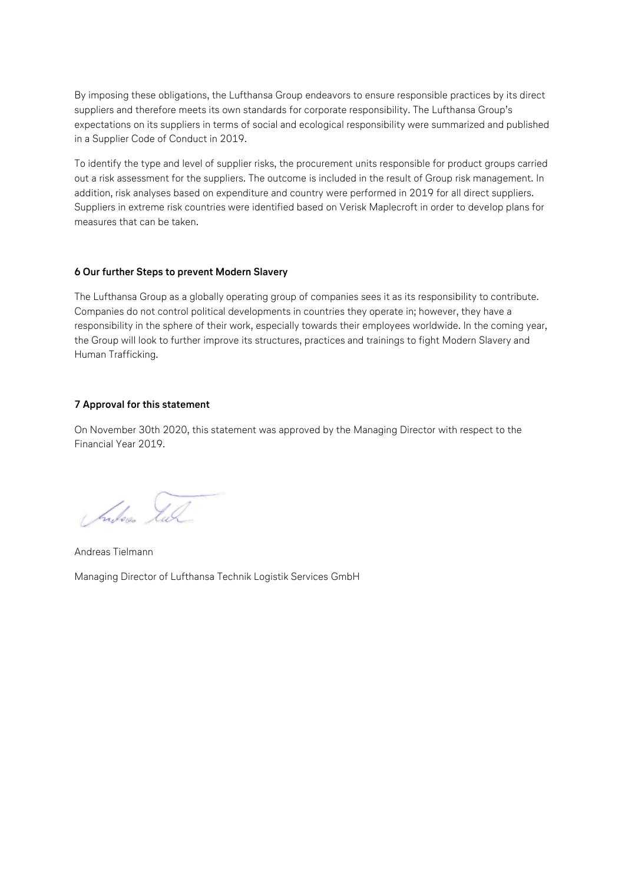By imposing these obligations, the Lufthansa Group endeavors to ensure responsible practices by its direct suppliers and therefore meets its own standards for corporate responsibility. The Lufthansa Group's expectations on its suppliers in terms of social and ecological responsibility were summarized and published in a Supplier Code of Conduct in 2019.

To identify the type and level of supplier risks, the procurement units responsible for product groups carried out a risk assessment for the suppliers. The outcome is included in the result of Group risk management. In addition, risk analyses based on expenditure and country were performed in 2019 for all direct suppliers. Suppliers in extreme risk countries were identified based on Verisk Maplecroft in order to develop plans for measures that can be taken.

### 6 Our further Steps to prevent Modern Slavery

The Lufthansa Group as a globally operating group of companies sees it as its responsibility to contribute. Companies do not control political developments in countries they operate in; however, they have a responsibility in the sphere of their work, especially towards their employees worldwide. In the coming year, the Group will look to further improve its structures, practices and trainings to fight Modern Slavery and Human Trafficking.

### 7 Approval for this statement

On November 30th 2020, this statement was approved by the Managing Director with respect to the Financial Year 2019.

Andreas Tielmann

Managing Director of Lufthansa Technik Logistik Services GmbH